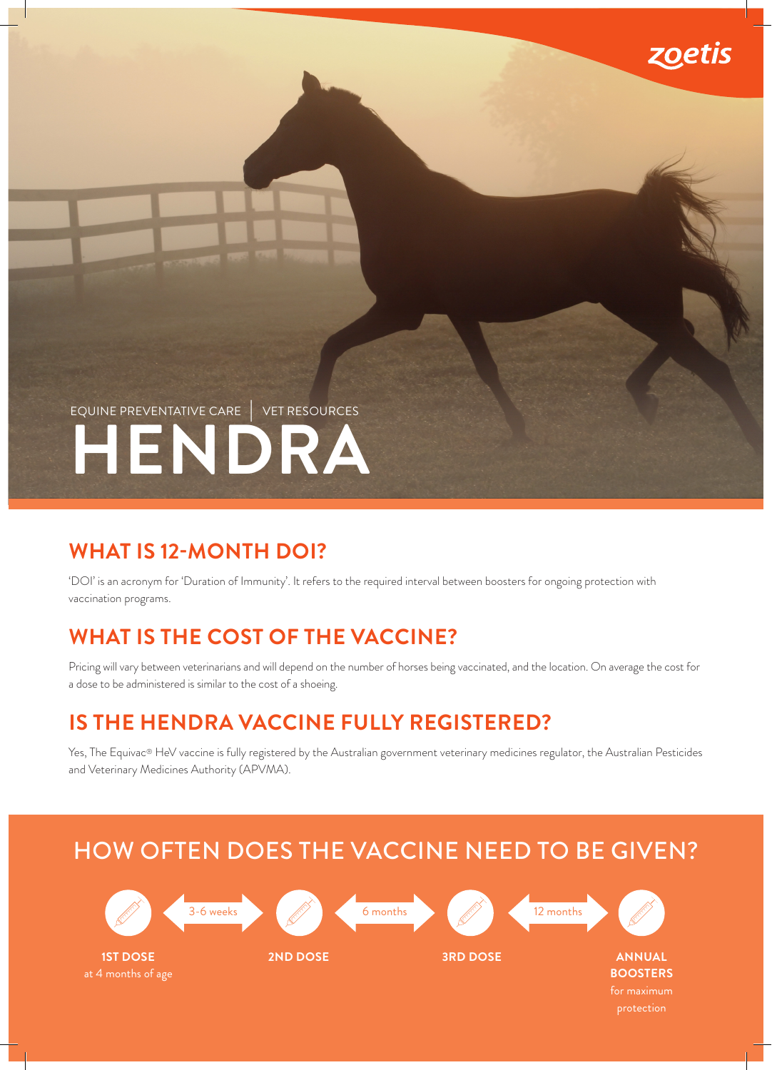zoetis

EQUINE PREVENTATIVE CARE | VET RESOURCES

# HENDRA

## WHAT IS 12-MONTH DOI?

'DOI' is an acronym for 'Duration of Immunity'. It refers to the required interval between boosters for ongoing protection with vaccination programs.

## WHAT IS THE COST OF THE VACCINE?

Pricing will vary between veterinarians and will depend on the number of horses being vaccinated, and the location. On average the cost for a dose to be administered is similar to the cost of a shoeing.

## IS THE HENDRA VACCINE FULLY REGISTERED?

Yes, The Equivac® HeV vaccine is fully registered by the Australian government veterinary medicines regulator, the Australian Pesticides and Veterinary Medicines Authority (APVMA).

## HOW OFTEN DOES THE VACCINE NEED TO BE GIVEN?

**1ST DOSE** at 4 months of age ← 3-6 weeks → **2ND DOSE** ← 6 months → **3RD DOSE** ← 12 months → **ANNUAL BOOSTERS** for maximum protection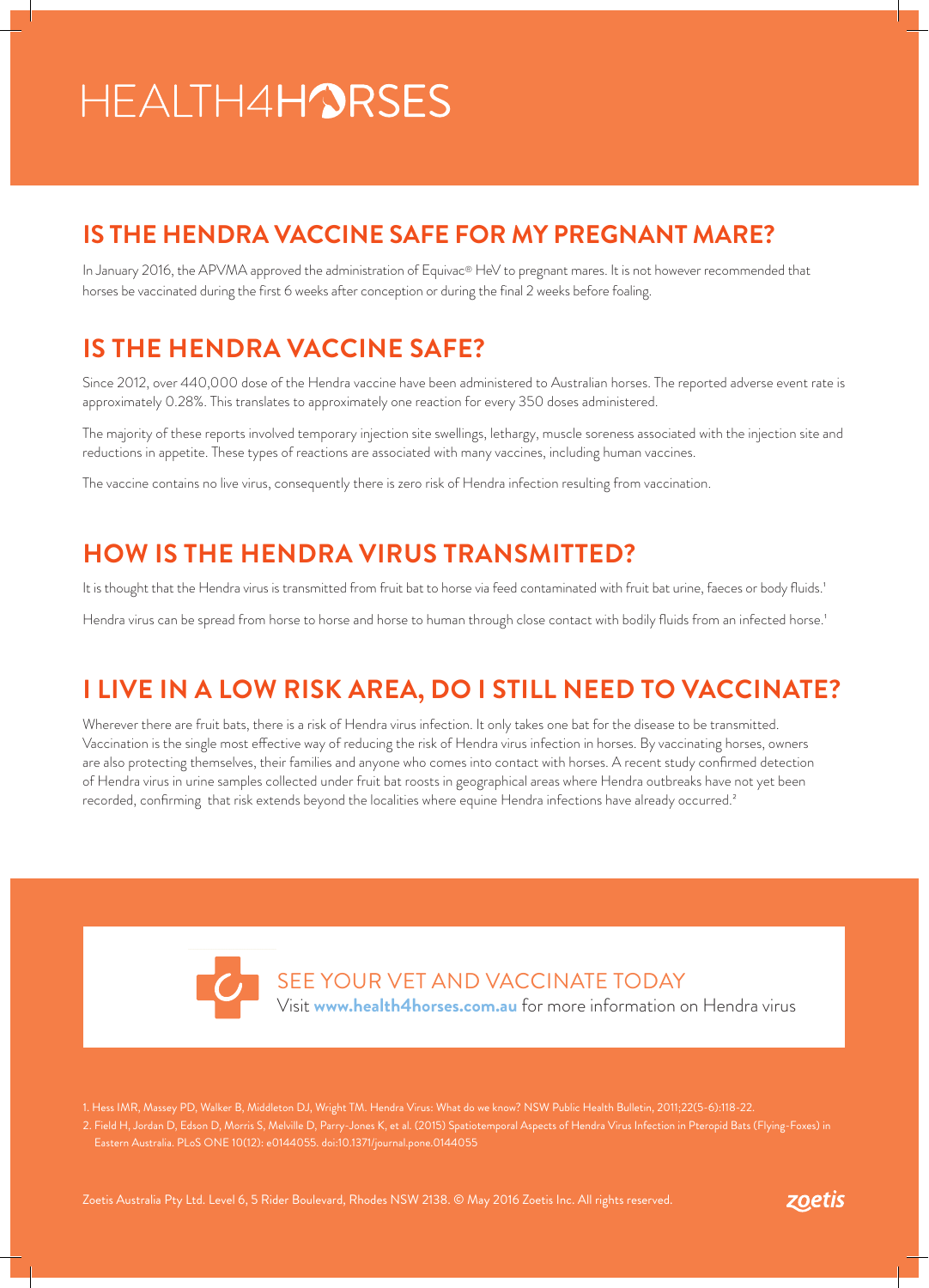# HEALTH4HORSES

## IS THE HENDRA VACCINE SAFE FOR MY PREGNANT MARE?

In January 2016, the APVMA approved the administration of Equivac® HeV to pregnant mares. It is not however recommended that horses be vaccinated during the first 6 weeks after conception or during the final 2 weeks before foaling.

## IS THE HENDRA VACCINE SAFE?

Since 2012, over 440,000 dose of the Hendra vaccine have been administered to Australian horses. The reported adverse event rate is approximately 0.28%. This translates to approximately one reaction for every 350 doses administered.

The majority of these reports involved temporary injection site swellings, lethargy, muscle soreness associated with the injection site and reductions in appetite. These types of reactions are associated with many vaccines, including human vaccines.

The vaccine contains no live virus, consequently there is zero risk of Hendra infection resulting from vaccination.

## HOW IS THE HENDRA VIRUS TRANSMITTED?

It is thought that the Hendra virus is transmitted from fruit bat to horse via feed contaminated with fruit bat urine, faeces or body fluids.[1]

Hendra virus can be spread from horse to horse and horse to human through close contact with bodily fluids from an infected horse.[1]

## I LIVE IN A LOW RISK AREA, DO I STILL NEED TO VACCINATE?

Wherever there are fruit bats, there is a risk of Hendra virus infection. It only takes one bat for the disease to be transmitted. Vaccination is the single most effective way of reducing the risk of Hendra virus infection in horses. By vaccinating horses, owners are also protecting themselves, their families and anyone who comes into contact with horses. A recent study confirmed detection of Hendra virus in urine samples collected under fruit bat roosts in geographical areas where Hendra outbreaks have not yet been recorded, confirming that risk extends beyond the localities where equine Hendra infections have already occurred.[2]

SEE YOUR VET AND VACCINATE TODAY

Visit **www.health4horses.com.au** for more information on Hendra virus

1. Hess IMR, Massey PD, Walker B, Middleton DJ, Wright TM. Hendra Virus: What do we know? NSW Public Health Bulletin, 2011;22(5-6):118-22.
2. Field H, Jordan D, Edson D, Morris S, Melville D, Parry-Jones K, et al. (2015) Spatiotemporal Aspects of Hendra Virus Infection in Pteropid Bats (Flying-Foxes) in Eastern Australia. PLoS ONE 10(12): e0144055. doi:10.1371/journal.pone.0144055

Zoetis Australia Pty Ltd. Level 6, 5 Rider Boulevard, Rhodes NSW 2138. © May 2016 Zoetis Inc. All rights reserved.

zoetis